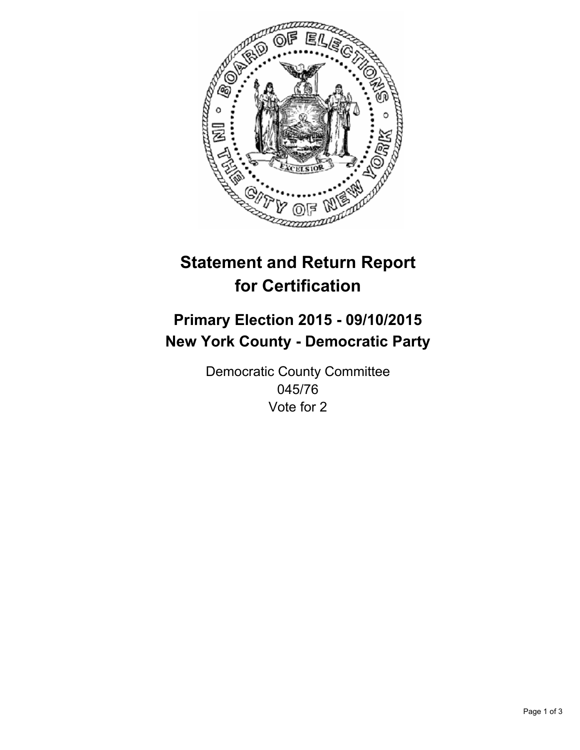# Statement and Return Report for Certification

## Primary Election 2015 - 09/10/2015
## New York County - Democratic Party

Democratic County Committee
045/76
Vote for 2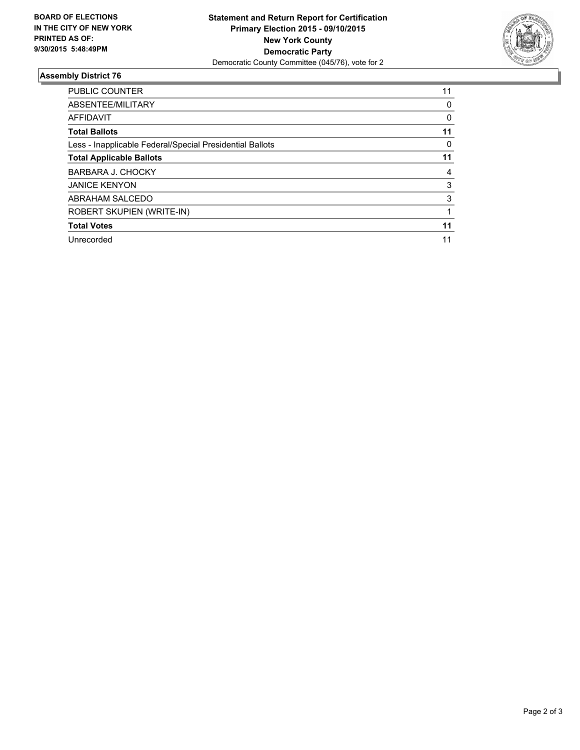**BOARD OF ELECTIONS IN THE CITY OF NEW YORK PRINTED AS OF: 9/30/2015 5:48:49PM**

**Statement and Return Report for Certification**
**Primary Election 2015 - 09/10/2015**
**New York County**
**Democratic Party**
Democratic County Committee (045/76), vote for 2

### Assembly District 76

| | |
|---|---|
| PUBLIC COUNTER | 11 |
| ABSENTEE/MILITARY | 0 |
| AFFIDAVIT | 0 |
| **Total Ballots** | **11** |
| Less - Inapplicable Federal/Special Presidential Ballots | 0 |
| **Total Applicable Ballots** | **11** |
| BARBARA J. CHOCKY | 4 |
| JANICE KENYON | 3 |
| ABRAHAM SALCEDO | 3 |
| ROBERT SKUPIEN (WRITE-IN) | 1 |
| **Total Votes** | **11** |
| Unrecorded | 11 |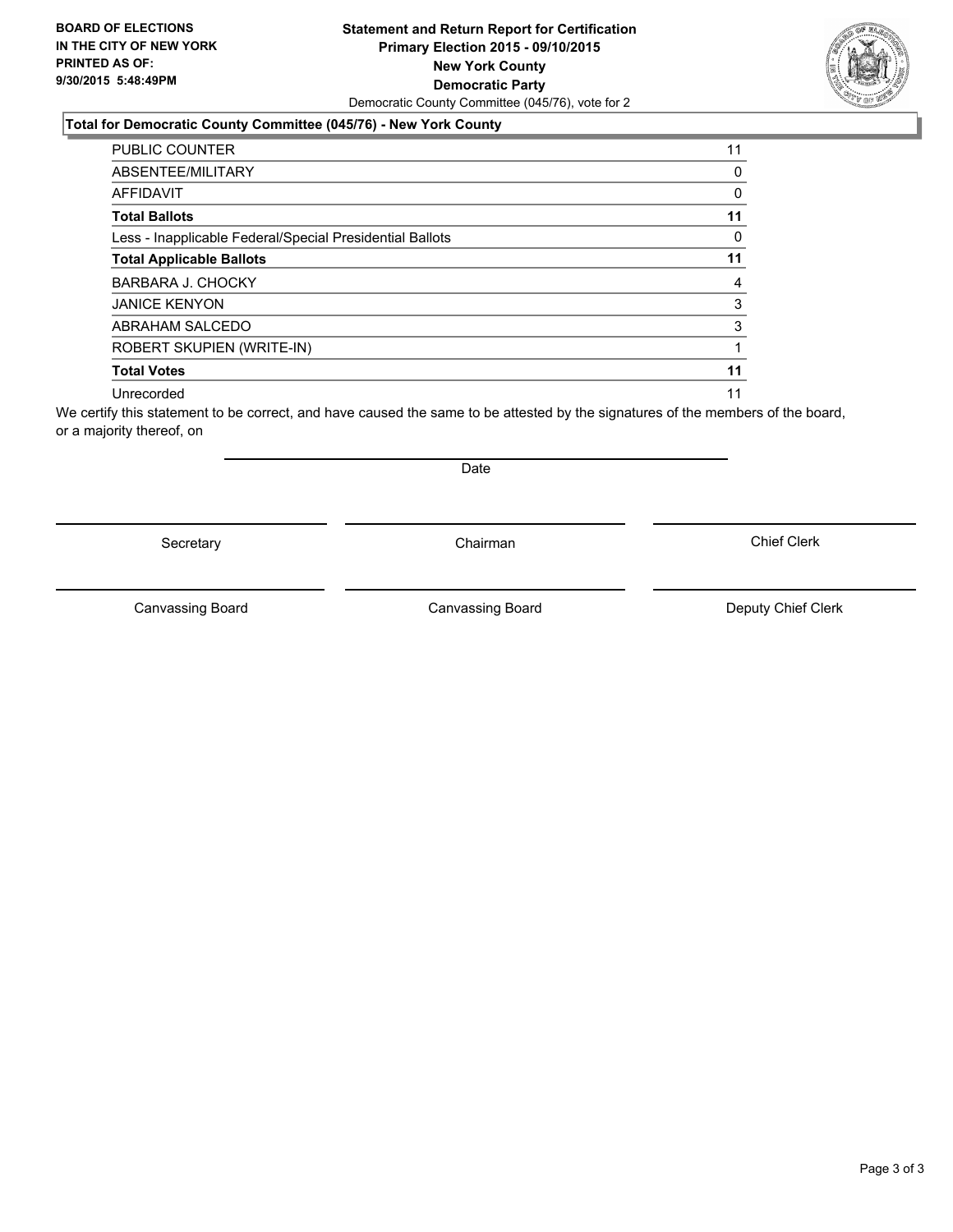**BOARD OF ELECTIONS IN THE CITY OF NEW YORK PRINTED AS OF: 9/30/2015 5:48:49PM**

**Statement and Return Report for Certification**
**Primary Election 2015 - 09/10/2015**
**New York County**
**Democratic Party**
Democratic County Committee (045/76), vote for 2

### Total for Democratic County Committee (045/76) - New York County

| | |
|---|---|
| PUBLIC COUNTER | 11 |
| ABSENTEE/MILITARY | 0 |
| AFFIDAVIT | 0 |
| **Total Ballots** | **11** |
| Less - Inapplicable Federal/Special Presidential Ballots | 0 |
| **Total Applicable Ballots** | **11** |
| BARBARA J. CHOCKY | 4 |
| JANICE KENYON | 3 |
| ABRAHAM SALCEDO | 3 |
| ROBERT SKUPIEN (WRITE-IN) | 1 |
| **Total Votes** | **11** |
| Unrecorded | 11 |

We certify this statement to be correct, and have caused the same to be attested by the signatures of the members of the board, or a majority thereof, on

Date

Secretary

Chairman

Chief Clerk

Canvassing Board

Canvassing Board

Deputy Chief Clerk